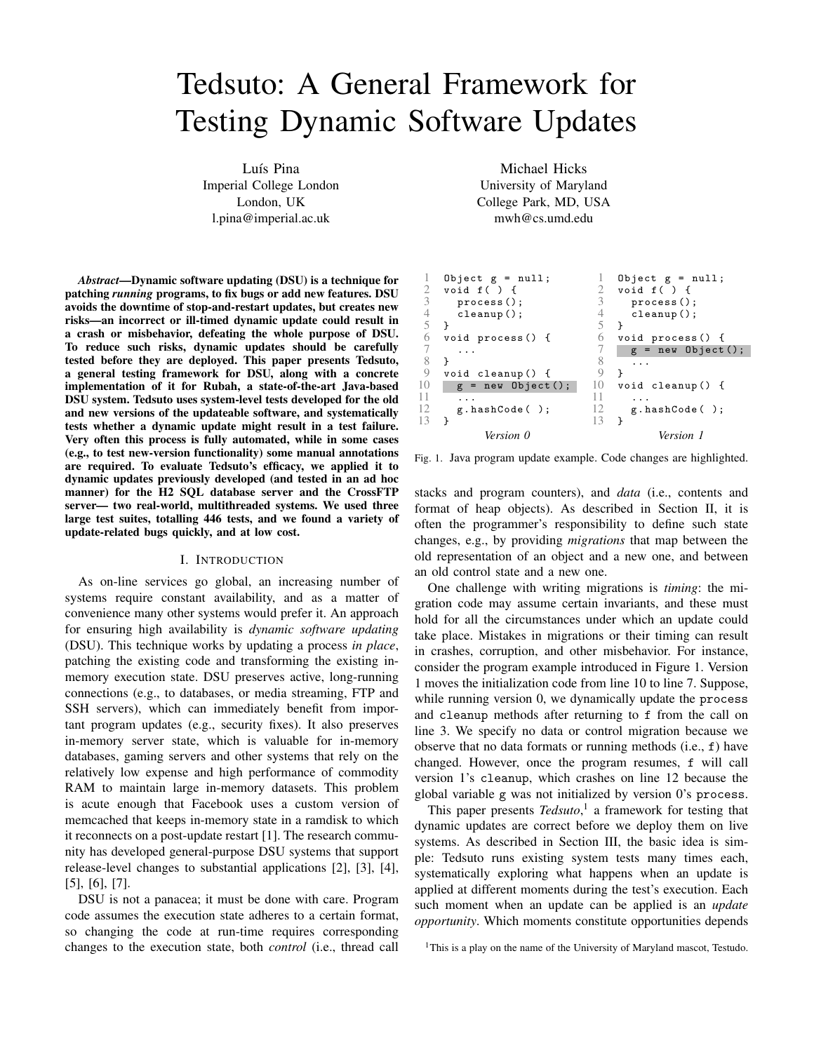# Tedsuto: A General Framework for Testing Dynamic Software Updates

Luís Pina
Imperial College London
London, UK
l.pina@imperial.ac.uk

Michael Hicks
University of Maryland
College Park, MD, USA
mwh@cs.umd.edu

***Abstract*—Dynamic software updating (DSU) is a technique for patching *running* programs, to fix bugs or add new features. DSU avoids the downtime of stop-and-restart updates, but creates new risks—an incorrect or ill-timed dynamic update could result in a crash or misbehavior, defeating the whole purpose of DSU. To reduce such risks, dynamic updates should be carefully tested before they are deployed. This paper presents Tedsuto, a general testing framework for DSU, along with a concrete implementation of it for Rubah, a state-of-the-art Java-based DSU system. Tedsuto uses system-level tests developed for the old and new versions of the updateable software, and systematically tests whether a dynamic update might result in a test failure. Very often this process is fully automated, while in some cases (e.g., to test new-version functionality) some manual annotations are required. To evaluate Tedsuto's efficacy, we applied it to dynamic updates previously developed (and tested in an ad hoc manner) for the H2 SQL database server and the CrossFTP server— two real-world, multithreaded systems. We used three large test suites, totalling 446 tests, and we found a variety of update-related bugs quickly, and at low cost.**

## I. Introduction

As on-line services go global, an increasing number of systems require constant availability, and as a matter of convenience many other systems would prefer it. An approach for ensuring high availability is *dynamic software updating* (DSU). This technique works by updating a process *in place*, patching the existing code and transforming the existing in-memory execution state. DSU preserves active, long-running connections (e.g., to databases, or media streaming, FTP and SSH servers), which can immediately benefit from important program updates (e.g., security fixes). It also preserves in-memory server state, which is valuable for in-memory databases, gaming servers and other systems that rely on the relatively low expense and high performance of commodity RAM to maintain large in-memory datasets. This problem is acute enough that Facebook uses a custom version of memcached that keeps in-memory state in a ramdisk to which it reconnects on a post-update restart [1]. The research community has developed general-purpose DSU systems that support release-level changes to substantial applications [2], [3], [4], [5], [6], [7].

DSU is not a panacea; it must be done with care. Program code assumes the execution state adheres to a certain format, so changing the code at run-time requires corresponding changes to the execution state, both *control* (i.e., thread call stacks and program counters), and *data* (i.e., contents and format of heap objects). As described in Section II, it is often the programmer's responsibility to define such state changes, e.g., by providing *migrations* that map between the old representation of an object and a new one, and between an old control state and a new one.

**Version 0**

```
1  Object g = null;
2  void f( ) {
3    process();
4    cleanup();
5  }
6  void process() {
7    ...
8  }
9  void cleanup() {
10   g = new Object();
11   ...
12   g.hashCode( );
13 }
```

**Version 1**

```
1  Object g = null;
2  void f( ) {
3    process();
4    cleanup();
5  }
6  void process() {
7    g = new Object();
8    ...
9  }
10 void cleanup() {
11   ...
12   g.hashCode( );
13 }
```

Fig. 1. Java program update example. Code changes are highlighted.

One challenge with writing migrations is *timing*: the migration code may assume certain invariants, and these must hold for all the circumstances under which an update could take place. Mistakes in migrations or their timing can result in crashes, corruption, and other misbehavior. For instance, consider the program example introduced in Figure 1. Version 1 moves the initialization code from line 10 to line 7. Suppose, while running version 0, we dynamically update the `process` and `cleanup` methods after returning to `f` from the call on line 3. We specify no data or control migration because we observe that no data formats or running methods (i.e., `f`) have changed. However, once the program resumes, `f` will call version 1's `cleanup`, which crashes on line 12 because the global variable `g` was not initialized by version 0's `process`.

This paper presents *Tedsuto*,[1] a framework for testing that dynamic updates are correct before we deploy them on live systems. As described in Section III, the basic idea is simple: Tedsuto runs existing system tests many times each, systematically exploring what happens when an update is applied at different moments during the test's execution. Each such moment when an update can be applied is an *update opportunity*. Which moments constitute opportunities depends

[1] This is a play on the name of the University of Maryland mascot, Testudo.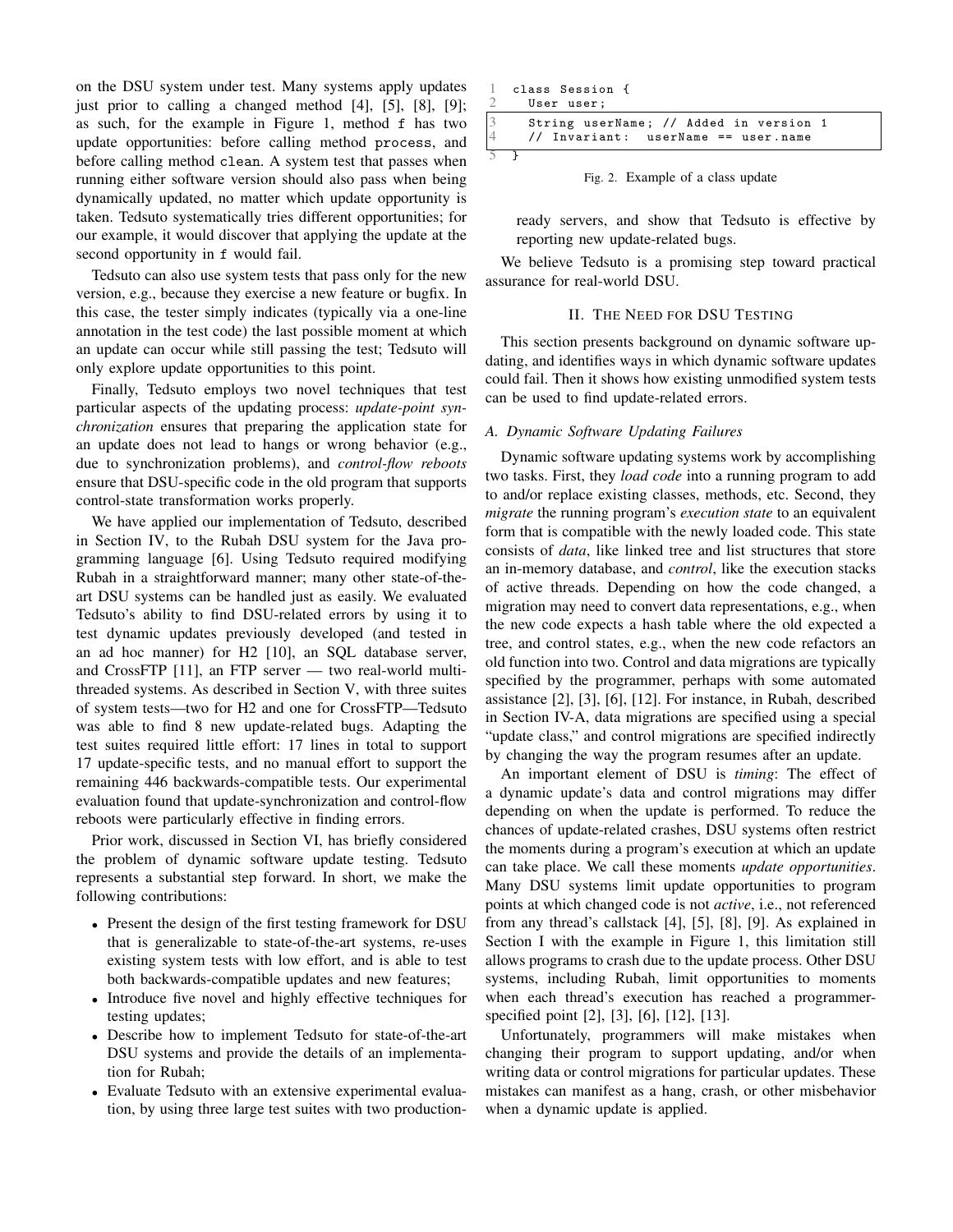on the DSU system under test. Many systems apply updates just prior to calling a changed method [4], [5], [8], [9]; as such, for the example in Figure 1, method f has two update opportunities: before calling method process, and before calling method clean. A system test that passes when running either software version should also pass when being dynamically updated, no matter which update opportunity is taken. Tedsuto systematically tries different opportunities; for our example, it would discover that applying the update at the second opportunity in f would fail.

Tedsuto can also use system tests that pass only for the new version, e.g., because they exercise a new feature or bugfix. In this case, the tester simply indicates (typically via a one-line annotation in the test code) the last possible moment at which an update can occur while still passing the test; Tedsuto will only explore update opportunities to this point.

Finally, Tedsuto employs two novel techniques that test particular aspects of the updating process: *update-point synchronization* ensures that preparing the application state for an update does not lead to hangs or wrong behavior (e.g., due to synchronization problems), and *control-flow reboots* ensure that DSU-specific code in the old program that supports control-state transformation works properly.

We have applied our implementation of Tedsuto, described in Section IV, to the Rubah DSU system for the Java programming language [6]. Using Tedsuto required modifying Rubah in a straightforward manner; many other state-of-the-art DSU systems can be handled just as easily. We evaluated Tedsuto's ability to find DSU-related errors by using it to test dynamic updates previously developed (and tested in an ad hoc manner) for H2 [10], an SQL database server, and CrossFTP [11], an FTP server — two real-world multithreaded systems. As described in Section V, with three suites of system tests—two for H2 and one for CrossFTP—Tedsuto was able to find 8 new update-related bugs. Adapting the test suites required little effort: 17 lines in total to support 17 update-specific tests, and no manual effort to support the remaining 446 backwards-compatible tests. Our experimental evaluation found that update-synchronization and control-flow reboots were particularly effective in finding errors.

Prior work, discussed in Section VI, has briefly considered the problem of dynamic software update testing. Tedsuto represents a substantial step forward. In short, we make the following contributions:

- Present the design of the first testing framework for DSU that is generalizable to state-of-the-art systems, re-uses existing system tests with low effort, and is able to test both backwards-compatible updates and new features;
- Introduce five novel and highly effective techniques for testing updates;
- Describe how to implement Tedsuto for state-of-the-art DSU systems and provide the details of an implementation for Rubah;
- Evaluate Tedsuto with an extensive experimental evaluation, by using three large test suites with two production-ready servers, and show that Tedsuto is effective by reporting new update-related bugs.

We believe Tedsuto is a promising step toward practical assurance for real-world DSU.

```
1  class Session {
2    User user;
3    String userName; // Added in version 1
4    // Invariant:  userName == user.name
5  }
```

Fig. 2. Example of a class update

## II. The Need for DSU Testing

This section presents background on dynamic software updating, and identifies ways in which dynamic software updates could fail. Then it shows how existing unmodified system tests can be used to find update-related errors.

### A. Dynamic Software Updating Failures

Dynamic software updating systems work by accomplishing two tasks. First, they *load code* into a running program to add to and/or replace existing classes, methods, etc. Second, they *migrate* the running program's *execution state* to an equivalent form that is compatible with the newly loaded code. This state consists of *data*, like linked tree and list structures that store an in-memory database, and *control*, like the execution stacks of active threads. Depending on how the code changed, a migration may need to convert data representations, e.g., when the new code expects a hash table where the old expected a tree, and control states, e.g., when the new code refactors an old function into two. Control and data migrations are typically specified by the programmer, perhaps with some automated assistance [2], [3], [6], [12]. For instance, in Rubah, described in Section IV-A, data migrations are specified using a special "update class," and control migrations are specified indirectly by changing the way the program resumes after an update.

An important element of DSU is *timing*: The effect of a dynamic update's data and control migrations may differ depending on when the update is performed. To reduce the chances of update-related crashes, DSU systems often restrict the moments during a program's execution at which an update can take place. We call these moments *update opportunities*. Many DSU systems limit update opportunities to program points at which changed code is not *active*, i.e., not referenced from any thread's callstack [4], [5], [8], [9]. As explained in Section I with the example in Figure 1, this limitation still allows programs to crash due to the update process. Other DSU systems, including Rubah, limit opportunities to moments when each thread's execution has reached a programmer-specified point [2], [3], [6], [12], [13].

Unfortunately, programmers will make mistakes when changing their program to support updating, and/or when writing data or control migrations for particular updates. These mistakes can manifest as a hang, crash, or other misbehavior when a dynamic update is applied.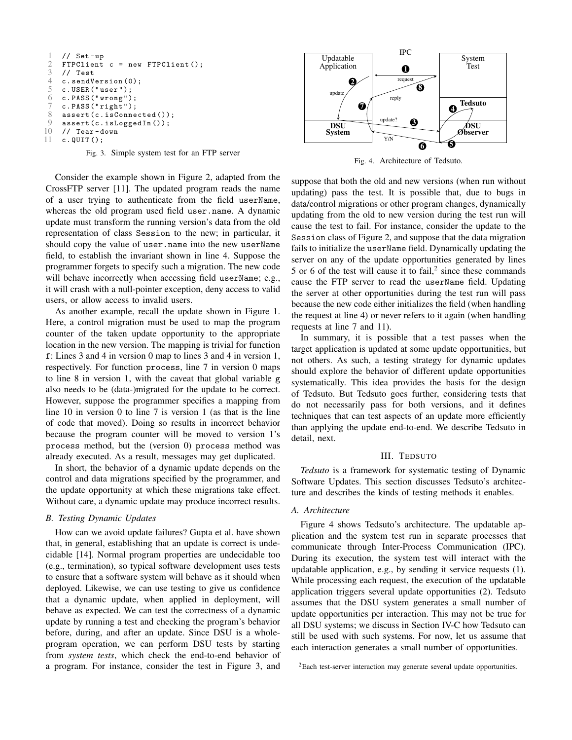```
1  // Set-up
2  FTPClient c = new FTPClient();
3  // Test
4  c.sendVersion(0);
5  c.USER("user");
6  c.PASS("wrong");
7  c.PASS("right");
8  assert(c.isConnected());
9  assert(c.isLoggedIn());
10 // Tear-down
11 c.QUIT();
```

Fig. 3. Simple system test for an FTP server

Consider the example shown in Figure 2, adapted from the CrossFTP server [11]. The updated program reads the name of a user trying to authenticate from the field `userName`, whereas the old program used field `user.name`. A dynamic update must transform the running version's data from the old representation of class `Session` to the new; in particular, it should copy the value of `user.name` into the new `userName` field, to establish the invariant shown in line 4. Suppose the programmer forgets to specify such a migration. The new code will behave incorrectly when accessing field `userName`; e.g., it will crash with a null-pointer exception, deny access to valid users, or allow access to invalid users.

As another example, recall the update shown in Figure 1. Here, a control migration must be used to map the program counter of the taken update opportunity to the appropriate location in the new version. The mapping is trivial for function `f`: Lines 3 and 4 in version 0 map to lines 3 and 4 in version 1, respectively. For function `process`, line 7 in version 0 maps to line 8 in version 1, with the caveat that global variable `g` also needs to be (data-)migrated for the update to be correct. However, suppose the programmer specifies a mapping from line 10 in version 0 to line 7 is version 1 (as that is the line of code that moved). Doing so results in incorrect behavior because the program counter will be moved to version 1's `process` method, but the (version 0) `process` method was already executed. As a result, messages may get duplicated.

In short, the behavior of a dynamic update depends on the control and data migrations specified by the programmer, and the update opportunity at which these migrations take effect. Without care, a dynamic update may produce incorrect results.

### B. Testing Dynamic Updates

How can we avoid update failures? Gupta et al. have shown that, in general, establishing that an update is correct is undecidable [14]. Normal program properties are undecidable too (e.g., termination), so typical software development uses tests to ensure that a software system will behave as it should when deployed. Likewise, we can use testing to give us confidence that a dynamic update, when applied in deployment, will behave as expected. We can test the correctness of a dynamic update by running a test and checking the program's behavior before, during, and after an update. Since DSU is a whole-program operation, we can perform DSU tests by starting from *system tests*, which check the end-to-end behavior of a program. For instance, consider the test in Figure 3, and suppose that both the old and new versions (when run without updating) pass the test. It is possible that, due to bugs in data/control migrations or other program changes, dynamically updating from the old to new version during the test run will cause the test to fail. For instance, consider the update to the `Session` class of Figure 2, and suppose that the data migration fails to initialize the `userName` field. Dynamically updating the server on any of the update opportunities generated by lines 5 or 6 of the test will cause it to fail,[2] since these commands cause the FTP server to read the `userName` field. Updating the server at other opportunities during the test run will pass because the new code either initializes the field (when handling the request at line 4) or never refers to it again (when handling requests at line 7 and 11).

In summary, it is possible that a test passes when the target application is updated at some update opportunities, but not others. As such, a testing strategy for dynamic updates should explore the behavior of different update opportunities systematically. This idea provides the basis for the design of Tedsuto. But Tedsuto goes further, considering tests that do not necessarily pass for both versions, and it defines techniques that can test aspects of an update more efficiently than applying the update end-to-end. We describe Tedsuto in detail, next.

## III. Tedsuto

*Tedsuto* is a framework for systematic testing of Dynamic Software Updates. This section discusses Tedsuto's architecture and describes the kinds of testing methods it enables.

### A. Architecture

Figure 4 shows Tedsuto's architecture. The updatable application and the system test run in separate processes that communicate through Inter-Process Communication (IPC). During its execution, the system test will interact with the updatable application, e.g., by sending it service requests (1). While processing each request, the execution of the updatable application triggers several update opportunities (2). Tedsuto assumes that the DSU system generates a small number of update opportunities per interaction. This may not be true for all DSU systems; we discuss in Section IV-C how Tedsuto can still be used with such systems. For now, let us assume that each interaction generates a small number of opportunities.

Fig. 4. Architecture of Tedsuto.

[2] Each test-server interaction may generate several update opportunities.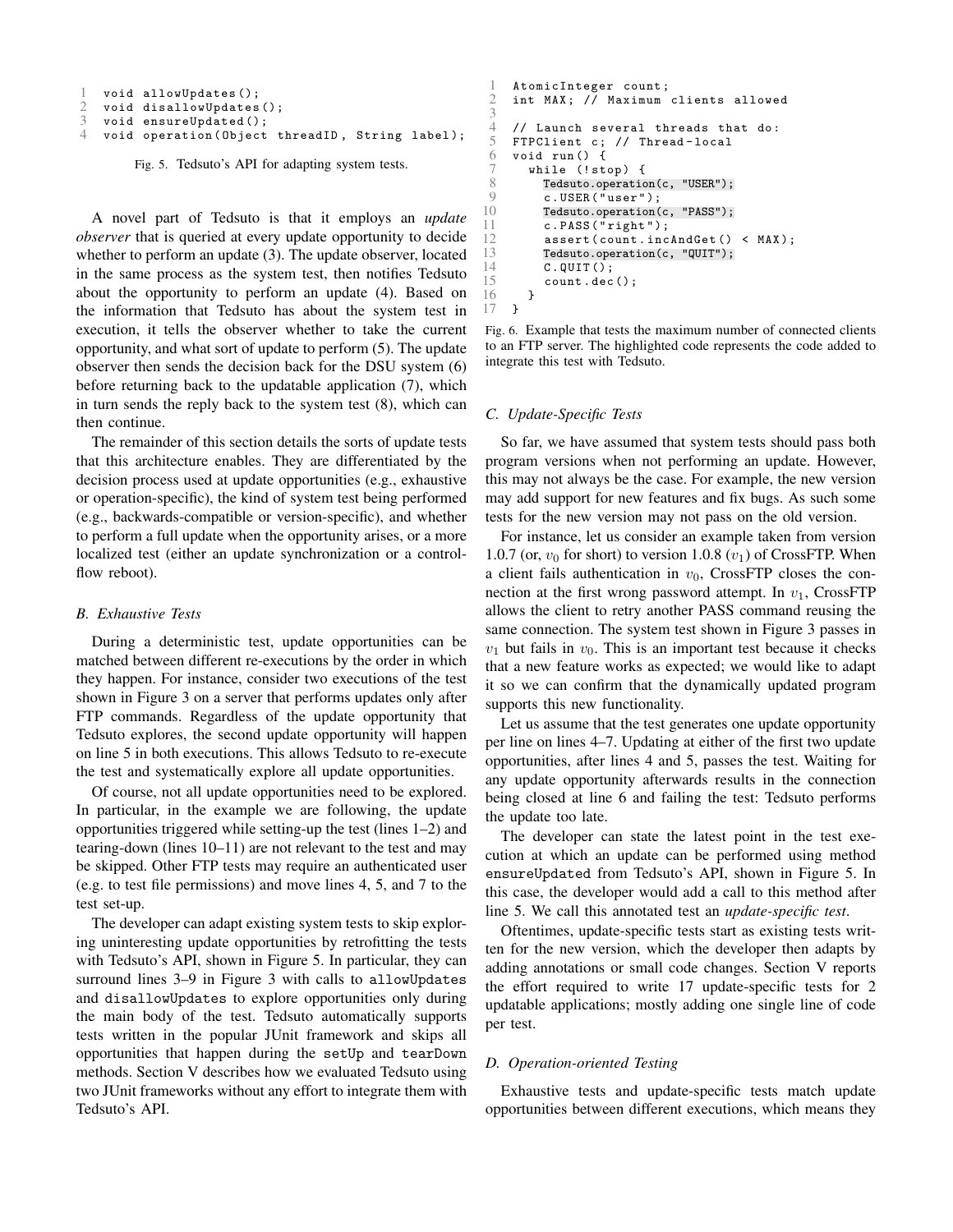```
1  void allowUpdates();
2  void disallowUpdates();
3  void ensureUpdated();
4  void operation(Object threadID, String label);
```

Fig. 5. Tedsuto's API for adapting system tests.

A novel part of Tedsuto is that it employs an *update observer* that is queried at every update opportunity to decide whether to perform an update (3). The update observer, located in the same process as the system test, then notifies Tedsuto about the opportunity to perform an update (4). Based on the information that Tedsuto has about the system test in execution, it tells the observer whether to take the current opportunity, and what sort of update to perform (5). The update observer then sends the decision back for the DSU system (6) before returning back to the updatable application (7), which in turn sends the reply back to the system test (8), which can then continue.

The remainder of this section details the sorts of update tests that this architecture enables. They are differentiated by the decision process used at update opportunities (e.g., exhaustive or operation-specific), the kind of system test being performed (e.g., backwards-compatible or version-specific), and whether to perform a full update when the opportunity arises, or a more localized test (either an update synchronization or a control-flow reboot).

### B. Exhaustive Tests

During a deterministic test, update opportunities can be matched between different re-executions by the order in which they happen. For instance, consider two executions of the test shown in Figure 3 on a server that performs updates only after FTP commands. Regardless of the update opportunity that Tedsuto explores, the second update opportunity will happen on line 5 in both executions. This allows Tedsuto to re-execute the test and systematically explore all update opportunities.

Of course, not all update opportunities need to be explored. In particular, in the example we are following, the update opportunities triggered while setting-up the test (lines 1–2) and tearing-down (lines 10–11) are not relevant to the test and may be skipped. Other FTP tests may require an authenticated user (e.g. to test file permissions) and move lines 4, 5, and 7 to the test set-up.

The developer can adapt existing system tests to skip exploring uninteresting update opportunities by retrofitting the tests with Tedsuto's API, shown in Figure 5. In particular, they can surround lines 3–9 in Figure 3 with calls to `allowUpdates` and `disallowUpdates` to explore opportunities only during the main body of the test. Tedsuto automatically supports tests written in the popular JUnit framework and skips all opportunities that happen during the `setUp` and `tearDown` methods. Section V describes how we evaluated Tedsuto using two JUnit frameworks without any effort to integrate them with Tedsuto's API.

```
1   AtomicInteger count;
2   int MAX; // Maximum clients allowed
3
4   // Launch several threads that do:
5   FTPClient c; // Thread-local
6   void run() {
7     while (!stop) {
8       Tedsuto.operation(c, "USER");
9       c.USER("user");
10      Tedsuto.operation(c, "PASS");
11      c.PASS("right");
12      assert(count.incAndGet() < MAX);
13      Tedsuto.operation(c, "QUIT");
14      C.QUIT();
15      count.dec();
16    }
17  }
```

Fig. 6. Example that tests the maximum number of connected clients to an FTP server. The highlighted code represents the code added to integrate this test with Tedsuto.

### C. Update-Specific Tests

So far, we have assumed that system tests should pass both program versions when not performing an update. However, this may not always be the case. For example, the new version may add support for new features and fix bugs. As such some tests for the new version may not pass on the old version.

For instance, let us consider an example taken from version 1.0.7 (or, $v_0$ for short) to version 1.0.8 ($v_1$) of CrossFTP. When a client fails authentication in $v_0$, CrossFTP closes the connection at the first wrong password attempt. In $v_1$, CrossFTP allows the client to retry another PASS command reusing the same connection. The system test shown in Figure 3 passes in $v_1$ but fails in $v_0$. This is an important test because it checks that a new feature works as expected; we would like to adapt it so we can confirm that the dynamically updated program supports this new functionality.

Let us assume that the test generates one update opportunity per line on lines 4–7. Updating at either of the first two update opportunities, after lines 4 and 5, passes the test. Waiting for any update opportunity afterwards results in the connection being closed at line 6 and failing the test: Tedsuto performs the update too late.

The developer can state the latest point in the test execution at which an update can be performed using method `ensureUpdated` from Tedsuto's API, shown in Figure 5. In this case, the developer would add a call to this method after line 5. We call this annotated test an *update-specific test*.

Oftentimes, update-specific tests start as existing tests written for the new version, which the developer then adapts by adding annotations or small code changes. Section V reports the effort required to write 17 update-specific tests for 2 updatable applications; mostly adding one single line of code per test.

### D. Operation-oriented Testing

Exhaustive tests and update-specific tests match update opportunities between different executions, which means they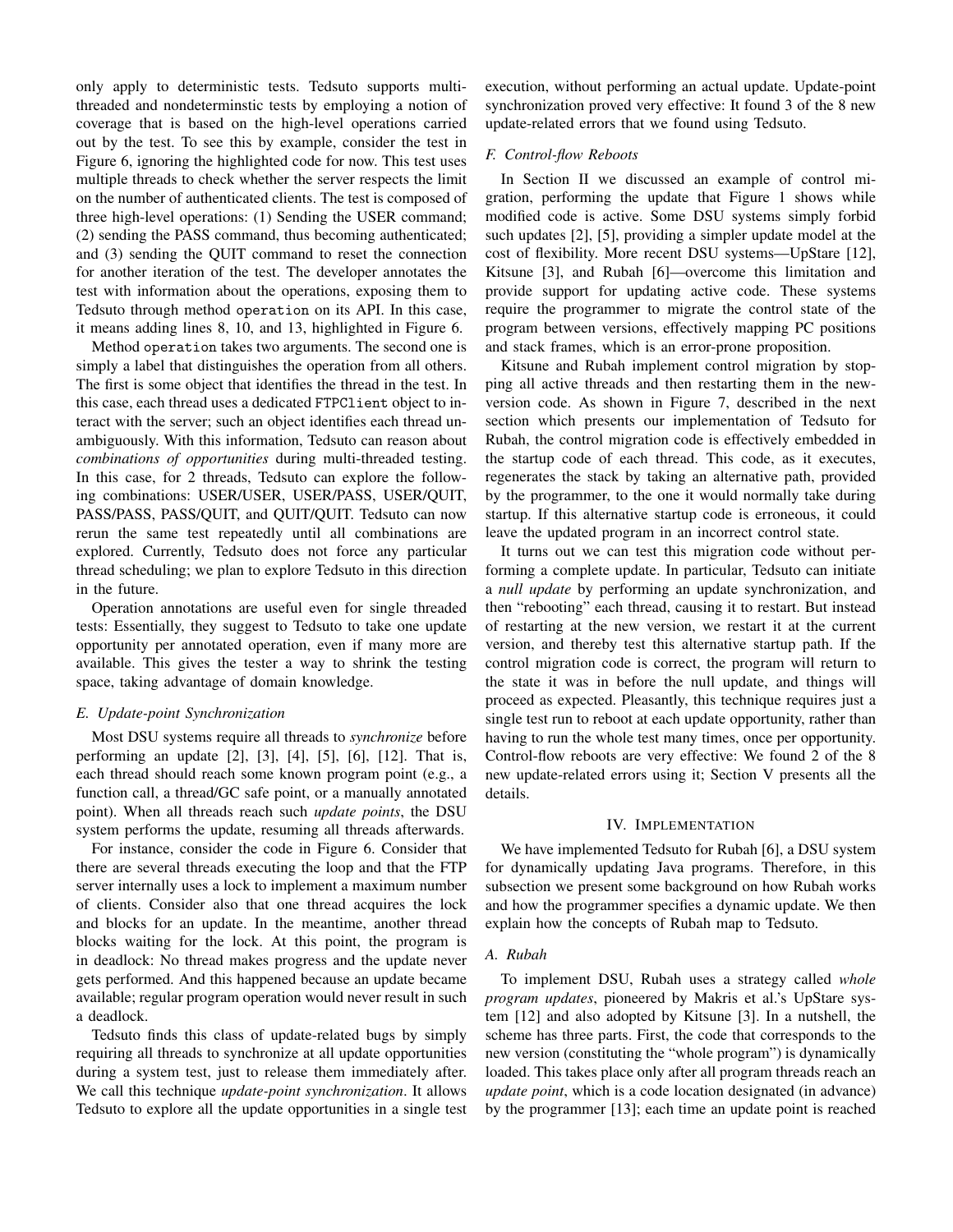only apply to deterministic tests. Tedsuto supports multi-threaded and nondeterminstic tests by employing a notion of coverage that is based on the high-level operations carried out by the test. To see this by example, consider the test in Figure 6, ignoring the highlighted code for now. This test uses multiple threads to check whether the server respects the limit on the number of authenticated clients. The test is composed of three high-level operations: (1) Sending the USER command; (2) sending the PASS command, thus becoming authenticated; and (3) sending the QUIT command to reset the connection for another iteration of the test. The developer annotates the test with information about the operations, exposing them to Tedsuto through method `operation` on its API. In this case, it means adding lines 8, 10, and 13, highlighted in Figure 6.

Method `operation` takes two arguments. The second one is simply a label that distinguishes the operation from all others. The first is some object that identifies the thread in the test. In this case, each thread uses a dedicated `FTPClient` object to interact with the server; such an object identifies each thread unambiguously. With this information, Tedsuto can reason about *combinations of opportunities* during multi-threaded testing. In this case, for 2 threads, Tedsuto can explore the following combinations: USER/USER, USER/PASS, USER/QUIT, PASS/PASS, PASS/QUIT, and QUIT/QUIT. Tedsuto can now rerun the same test repeatedly until all combinations are explored. Currently, Tedsuto does not force any particular thread scheduling; we plan to explore Tedsuto in this direction in the future.

Operation annotations are useful even for single threaded tests: Essentially, they suggest to Tedsuto to take one update opportunity per annotated operation, even if many more are available. This gives the tester a way to shrink the testing space, taking advantage of domain knowledge.

### E. Update-point Synchronization

Most DSU systems require all threads to *synchronize* before performing an update [2], [3], [4], [5], [6], [12]. That is, each thread should reach some known program point (e.g., a function call, a thread/GC safe point, or a manually annotated point). When all threads reach such *update points*, the DSU system performs the update, resuming all threads afterwards.

For instance, consider the code in Figure 6. Consider that there are several threads executing the loop and that the FTP server internally uses a lock to implement a maximum number of clients. Consider also that one thread acquires the lock and blocks for an update. In the meantime, another thread blocks waiting for the lock. At this point, the program is in deadlock: No thread makes progress and the update never gets performed. And this happened because an update became available; regular program operation would never result in such a deadlock.

Tedsuto finds this class of update-related bugs by simply requiring all threads to synchronize at all update opportunities during a system test, just to release them immediately after. We call this technique *update-point synchronization*. It allows Tedsuto to explore all the update opportunities in a single test execution, without performing an actual update. Update-point synchronization proved very effective: It found 3 of the 8 new update-related errors that we found using Tedsuto.

### F. Control-flow Reboots

In Section II we discussed an example of control migration, performing the update that Figure 1 shows while modified code is active. Some DSU systems simply forbid such updates [2], [5], providing a simpler update model at the cost of flexibility. More recent DSU systems—UpStare [12], Kitsune [3], and Rubah [6]—overcome this limitation and provide support for updating active code. These systems require the programmer to migrate the control state of the program between versions, effectively mapping PC positions and stack frames, which is an error-prone proposition.

Kitsune and Rubah implement control migration by stopping all active threads and then restarting them in the new-version code. As shown in Figure 7, described in the next section which presents our implementation of Tedsuto for Rubah, the control migration code is effectively embedded in the startup code of each thread. This code, as it executes, regenerates the stack by taking an alternative path, provided by the programmer, to the one it would normally take during startup. If this alternative startup code is erroneous, it could leave the updated program in an incorrect control state.

It turns out we can test this migration code without performing a complete update. In particular, Tedsuto can initiate a *null update* by performing an update synchronization, and then "rebooting" each thread, causing it to restart. But instead of restarting at the new version, we restart it at the current version, and thereby test this alternative startup path. If the control migration code is correct, the program will return to the state it was in before the null update, and things will proceed as expected. Pleasantly, this technique requires just a single test run to reboot at each update opportunity, rather than having to run the whole test many times, once per opportunity. Control-flow reboots are very effective: We found 2 of the 8 new update-related errors using it; Section V presents all the details.

## IV. Implementation

We have implemented Tedsuto for Rubah [6], a DSU system for dynamically updating Java programs. Therefore, in this subsection we present some background on how Rubah works and how the programmer specifies a dynamic update. We then explain how the concepts of Rubah map to Tedsuto.

### A. Rubah

To implement DSU, Rubah uses a strategy called *whole program updates*, pioneered by Makris et al.'s UpStare system [12] and also adopted by Kitsune [3]. In a nutshell, the scheme has three parts. First, the code that corresponds to the new version (constituting the "whole program") is dynamically loaded. This takes place only after all program threads reach an *update point*, which is a code location designated (in advance) by the programmer [13]; each time an update point is reached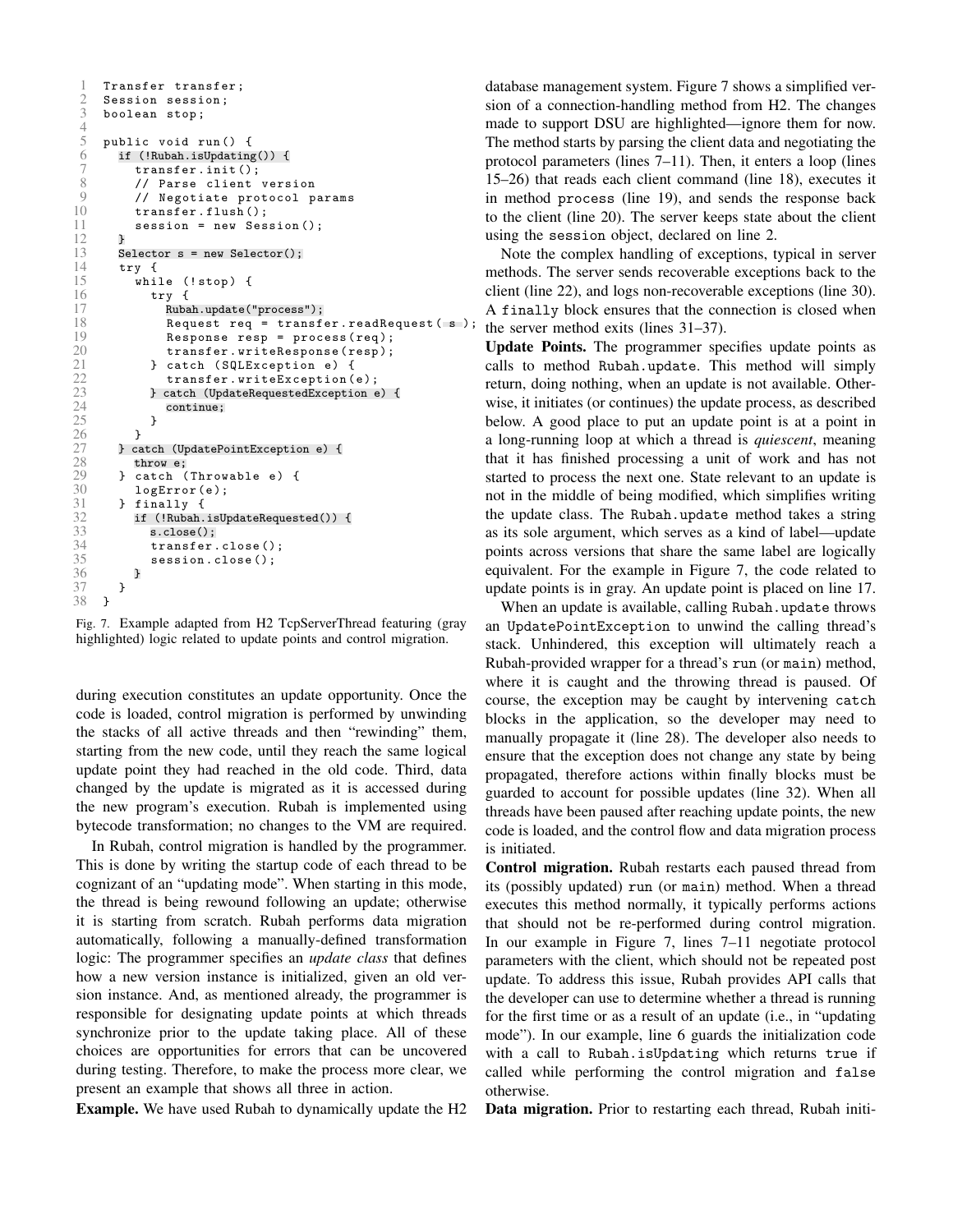```
1   Transfer transfer;
2   Session session;
3   boolean stop;
4
5   public void run() {
6     if (!Rubah.isUpdating()) {
7       transfer.init();
8       // Parse client version
9       // Negotiate protocol params
10      transfer.flush();
11      session = new Session();
12    }
13    Selector s = new Selector();
14    try {
15      while (!stop) {
16        try {
17          Rubah.update("process");
18          Request req = transfer.readRequest( s );
19          Response resp = process(req);
20          transfer.writeResponse(resp);
21        } catch (SQLException e) {
22          transfer.writeException(e);
23        } catch (UpdateRequestedException e) {
24          continue;
25        }
26      }
27    } catch (UpdatePointException e) {
28      throw e;
29    } catch (Throwable e) {
30      logError(e);
31    } finally {
32      if (!Rubah.isUpdateRequested()) {
33        s.close();
34        transfer.close();
35        session.close();
36      }
37    }
38  }
```

Fig. 7. Example adapted from H2 TcpServerThread featuring (gray highlighted) logic related to update points and control migration.

during execution constitutes an update opportunity. Once the code is loaded, control migration is performed by unwinding the stacks of all active threads and then "rewinding" them, starting from the new code, until they reach the same logical update point they had reached in the old code. Third, data changed by the update is migrated as it is accessed during the new program's execution. Rubah is implemented using bytecode transformation; no changes to the VM are required.

In Rubah, control migration is handled by the programmer. This is done by writing the startup code of each thread to be cognizant of an "updating mode". When starting in this mode, the thread is being rewound following an update; otherwise it is starting from scratch. Rubah performs data migration automatically, following a manually-defined transformation logic: The programmer specifies an *update class* that defines how a new version instance is initialized, given an old version instance. And, as mentioned already, the programmer is responsible for designating update points at which threads synchronize prior to the update taking place. All of these choices are opportunities for errors that can be uncovered during testing. Therefore, to make the process more clear, we present an example that shows all three in action.

**Example.** We have used Rubah to dynamically update the H2 database management system. Figure 7 shows a simplified version of a connection-handling method from H2. The changes made to support DSU are highlighted—ignore them for now. The method starts by parsing the client data and negotiating the protocol parameters (lines 7–11). Then, it enters a loop (lines 15–26) that reads each client command (line 18), executes it in method `process` (line 19), and sends the response back to the client (line 20). The server keeps state about the client using the `session` object, declared on line 2.

Note the complex handling of exceptions, typical in server methods. The server sends recoverable exceptions back to the client (line 22), and logs non-recoverable exceptions (line 30). A `finally` block ensures that the connection is closed when the server method exits (lines 31–37).

**Update Points.** The programmer specifies update points as calls to method `Rubah.update`. This method will simply return, doing nothing, when an update is not available. Otherwise, it initiates (or continues) the update process, as described below. A good place to put an update point is at a point in a long-running loop at which a thread is *quiescent*, meaning that it has finished processing a unit of work and has not started to process the next one. State relevant to an update is not in the middle of being modified, which simplifies writing the update class. The `Rubah.update` method takes a string as its sole argument, which serves as a kind of label—update points across versions that share the same label are logically equivalent. For the example in Figure 7, the code related to update points is in gray. An update point is placed on line 17.

When an update is available, calling `Rubah.update` throws an `UpdatePointException` to unwind the calling thread's stack. Unhindered, this exception will ultimately reach a Rubah-provided wrapper for a thread's `run` (or `main`) method, where it is caught and the throwing thread is paused. Of course, the exception may be caught by intervening `catch` blocks in the application, so the developer may need to manually propagate it (line 28). The developer also needs to ensure that the exception does not change any state by being propagated, therefore actions within finally blocks must be guarded to account for possible updates (line 32). When all threads have been paused after reaching update points, the new code is loaded, and the control flow and data migration process is initiated.

**Control migration.** Rubah restarts each paused thread from its (possibly updated) `run` (or `main`) method. When a thread executes this method normally, it typically performs actions that should not be re-performed during control migration. In our example in Figure 7, lines 7–11 negotiate protocol parameters with the client, which should not be repeated post update. To address this issue, Rubah provides API calls that the developer can use to determine whether a thread is running for the first time or as a result of an update (i.e., in "updating mode"). In our example, line 6 guards the initialization code with a call to `Rubah.isUpdating` which returns `true` if called while performing the control migration and `false` otherwise.

**Data migration.** Prior to restarting each thread, Rubah initi-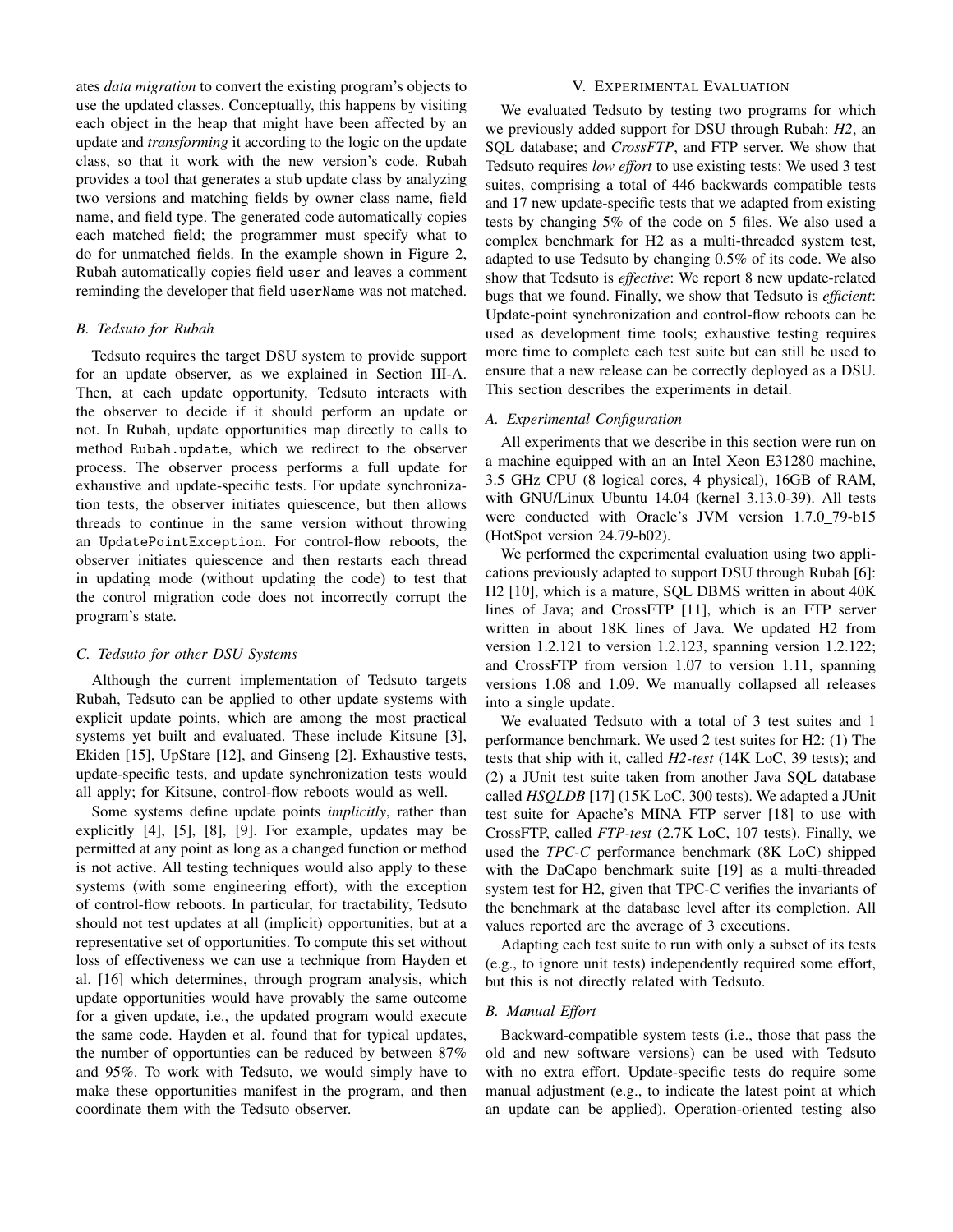ates *data migration* to convert the existing program's objects to use the updated classes. Conceptually, this happens by visiting each object in the heap that might have been affected by an update and *transforming* it according to the logic on the update class, so that it work with the new version's code. Rubah provides a tool that generates a stub update class by analyzing two versions and matching fields by owner class name, field name, and field type. The generated code automatically copies each matched field; the programmer must specify what to do for unmatched fields. In the example shown in Figure 2, Rubah automatically copies field `user` and leaves a comment reminding the developer that field `userName` was not matched.

### B. Tedsuto for Rubah

Tedsuto requires the target DSU system to provide support for an update observer, as we explained in Section III-A. Then, at each update opportunity, Tedsuto interacts with the observer to decide if it should perform an update or not. In Rubah, update opportunities map directly to calls to method `Rubah.update`, which we redirect to the observer process. The observer process performs a full update for exhaustive and update-specific tests. For update synchronization tests, the observer initiates quiescence, but then allows threads to continue in the same version without throwing an `UpdatePointException`. For control-flow reboots, the observer initiates quiescence and then restarts each thread in updating mode (without updating the code) to test that the control migration code does not incorrectly corrupt the program's state.

### C. Tedsuto for other DSU Systems

Although the current implementation of Tedsuto targets Rubah, Tedsuto can be applied to other update systems with explicit update points, which are among the most practical systems yet built and evaluated. These include Kitsune [3], Ekiden [15], UpStare [12], and Ginseng [2]. Exhaustive tests, update-specific tests, and update synchronization tests would all apply; for Kitsune, control-flow reboots would as well.

Some systems define update points *implicitly*, rather than explicitly [4], [5], [8], [9]. For example, updates may be permitted at any point as long as a changed function or method is not active. All testing techniques would also apply to these systems (with some engineering effort), with the exception of control-flow reboots. In particular, for tractability, Tedsuto should not test updates at all (implicit) opportunities, but at a representative set of opportunities. To compute this set without loss of effectiveness we can use a technique from Hayden et al. [16] which determines, through program analysis, which update opportunities would have provably the same outcome for a given update, i.e., the updated program would execute the same code. Hayden et al. found that for typical updates, the number of opportunties can be reduced by between 87% and 95%. To work with Tedsuto, we would simply have to make these opportunities manifest in the program, and then coordinate them with the Tedsuto observer.

## V. Experimental Evaluation

We evaluated Tedsuto by testing two programs for which we previously added support for DSU through Rubah: *H2*, an SQL database; and *CrossFTP*, and FTP server. We show that Tedsuto requires *low effort* to use existing tests: We used 3 test suites, comprising a total of 446 backwards compatible tests and 17 new update-specific tests that we adapted from existing tests by changing 5% of the code on 5 files. We also used a complex benchmark for H2 as a multi-threaded system test, adapted to use Tedsuto by changing 0.5% of its code. We also show that Tedsuto is *effective*: We report 8 new update-related bugs that we found. Finally, we show that Tedsuto is *efficient*: Update-point synchronization and control-flow reboots can be used as development time tools; exhaustive testing requires more time to complete each test suite but can still be used to ensure that a new release can be correctly deployed as a DSU. This section describes the experiments in detail.

### A. Experimental Configuration

All experiments that we describe in this section were run on a machine equipped with an an Intel Xeon E31280 machine, 3.5 GHz CPU (8 logical cores, 4 physical), 16GB of RAM, with GNU/Linux Ubuntu 14.04 (kernel 3.13.0-39). All tests were conducted with Oracle's JVM version 1.7.0_79-b15 (HotSpot version 24.79-b02).

We performed the experimental evaluation using two applications previously adapted to support DSU through Rubah [6]: H2 [10], which is a mature, SQL DBMS written in about 40K lines of Java; and CrossFTP [11], which is an FTP server written in about 18K lines of Java. We updated H2 from version 1.2.121 to version 1.2.123, spanning version 1.2.122; and CrossFTP from version 1.07 to version 1.11, spanning versions 1.08 and 1.09. We manually collapsed all releases into a single update.

We evaluated Tedsuto with a total of 3 test suites and 1 performance benchmark. We used 2 test suites for H2: (1) The tests that ship with it, called *H2-test* (14K LoC, 39 tests); and (2) a JUnit test suite taken from another Java SQL database called *HSQLDB* [17] (15K LoC, 300 tests). We adapted a JUnit test suite for Apache's MINA FTP server [18] to use with CrossFTP, called *FTP-test* (2.7K LoC, 107 tests). Finally, we used the *TPC-C* performance benchmark (8K LoC) shipped with the DaCapo benchmark suite [19] as a multi-threaded system test for H2, given that TPC-C verifies the invariants of the benchmark at the database level after its completion. All values reported are the average of 3 executions.

Adapting each test suite to run with only a subset of its tests (e.g., to ignore unit tests) independently required some effort, but this is not directly related with Tedsuto.

### B. Manual Effort

Backward-compatible system tests (i.e., those that pass the old and new software versions) can be used with Tedsuto with no extra effort. Update-specific tests do require some manual adjustment (e.g., to indicate the latest point at which an update can be applied). Operation-oriented testing also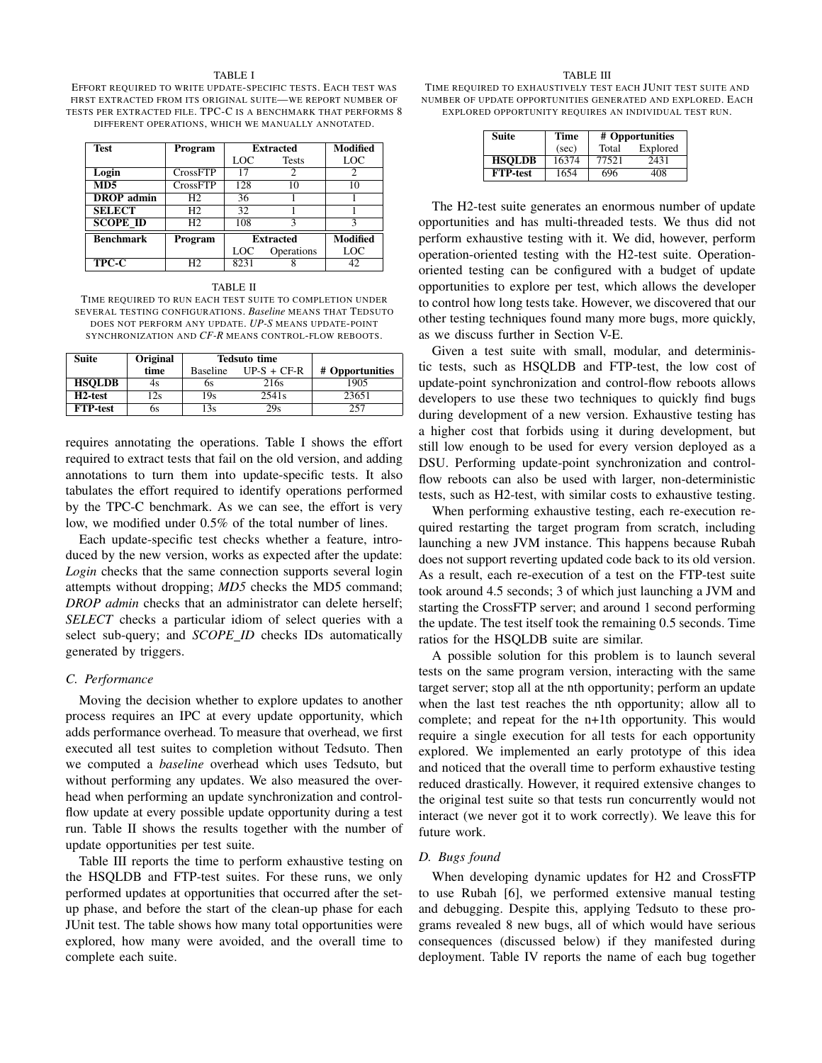TABLE I

EFFORT REQUIRED TO WRITE UPDATE-SPECIFIC TESTS. EACH TEST WAS FIRST EXTRACTED FROM ITS ORIGINAL SUITE—WE REPORT NUMBER OF TESTS PER EXTRACTED FILE. TPC-C IS A BENCHMARK THAT PERFORMS 8 DIFFERENT OPERATIONS, WHICH WE MANUALLY ANNOTATED.

| Test | Program | Extracted | | Modified |
|---|---|---|---|---|
| | | LOC | Tests | LOC |
| **Login** | CrossFTP | 17 | 2 | 2 |
| **MD5** | CrossFTP | 128 | 10 | 10 |
| **DROP admin** | H2 | 36 | 1 | 1 |
| **SELECT** | H2 | 32 | 1 | 1 |
| **SCOPE_ID** | H2 | 108 | 3 | 3 |
| **Benchmark** | **Program** | **Extracted** | | **Modified** |
| | | LOC | Operations | LOC |
| **TPC-C** | H2 | 8231 | 8 | 42 |

TABLE II

TIME REQUIRED TO RUN EACH TEST SUITE TO COMPLETION UNDER SEVERAL TESTING CONFIGURATIONS. *Baseline* MEANS THAT TEDSUTO DOES NOT PERFORM ANY UPDATE. *UP-S* MEANS UPDATE-POINT SYNCHRONIZATION AND *CF-R* MEANS CONTROL-FLOW REBOOTS.

| Suite | Original time | Tedsuto time | | # Opportunities |
|---|---|---|---|---|
| | | Baseline | UP-S + CF-R | |
| **HSQLDB** | 4s | 6s | 216s | 1905 |
| **H2-test** | 12s | 19s | 2541s | 23651 |
| **FTP-test** | 6s | 13s | 29s | 257 |

requires annotating the operations. Table I shows the effort required to extract tests that fail on the old version, and adding annotations to turn them into update-specific tests. It also tabulates the effort required to identify operations performed by the TPC-C benchmark. As we can see, the effort is very low, we modified under 0.5% of the total number of lines.

Each update-specific test checks whether a feature, introduced by the new version, works as expected after the update: *Login* checks that the same connection supports several login attempts without dropping; *MD5* checks the MD5 command; *DROP admin* checks that an administrator can delete herself; *SELECT* checks a particular idiom of select queries with a select sub-query; and *SCOPE_ID* checks IDs automatically generated by triggers.

### C. Performance

Moving the decision whether to explore updates to another process requires an IPC at every update opportunity, which adds performance overhead. To measure that overhead, we first executed all test suites to completion without Tedsuto. Then we computed a *baseline* overhead which uses Tedsuto, but without performing any updates. We also measured the overhead when performing an update synchronization and control-flow update at every possible update opportunity during a test run. Table II shows the results together with the number of update opportunities per test suite.

Table III reports the time to perform exhaustive testing on the HSQLDB and FTP-test suites. For these runs, we only performed updates at opportunities that occurred after the set-up phase, and before the start of the clean-up phase for each JUnit test. The table shows how many total opportunities were explored, how many were avoided, and the overall time to complete each suite.

TABLE III

TIME REQUIRED TO EXHAUSTIVELY TEST EACH JUNIT TEST SUITE AND NUMBER OF UPDATE OPPORTUNITIES GENERATED AND EXPLORED. EACH EXPLORED OPPORTUNITY REQUIRES AN INDIVIDUAL TEST RUN.

| Suite | Time | # Opportunities | |
|---|---|---|---|
| | (sec) | Total | Explored |
| **HSQLDB** | 16374 | 77521 | 2431 |
| **FTP-test** | 1654 | 696 | 408 |

The H2-test suite generates an enormous number of update opportunities and has multi-threaded tests. We thus did not perform exhaustive testing with it. We did, however, perform operation-oriented testing with the H2-test suite. Operation-oriented testing can be configured with a budget of update opportunities to explore per test, which allows the developer to control how long tests take. However, we discovered that our other testing techniques found many more bugs, more quickly, as we discuss further in Section V-E.

Given a test suite with small, modular, and deterministic tests, such as HSQLDB and FTP-test, the low cost of update-point synchronization and control-flow reboots allows developers to use these two techniques to quickly find bugs during development of a new version. Exhaustive testing has a higher cost that forbids using it during development, but still low enough to be used for every version deployed as a DSU. Performing update-point synchronization and control-flow reboots can also be used with larger, non-deterministic tests, such as H2-test, with similar costs to exhaustive testing.

When performing exhaustive testing, each re-execution required restarting the target program from scratch, including launching a new JVM instance. This happens because Rubah does not support reverting updated code back to its old version. As a result, each re-execution of a test on the FTP-test suite took around 4.5 seconds; 3 of which just launching a JVM and starting the CrossFTP server; and around 1 second performing the update. The test itself took the remaining 0.5 seconds. Time ratios for the HSQLDB suite are similar.

A possible solution for this problem is to launch several tests on the same program version, interacting with the same target server; stop all at the nth opportunity; perform an update when the last test reaches the nth opportunity; allow all to complete; and repeat for the n+1th opportunity. This would require a single execution for all tests for each opportunity explored. We implemented an early prototype of this idea and noticed that the overall time to perform exhaustive testing reduced drastically. However, it required extensive changes to the original test suite so that tests run concurrently would not interact (we never got it to work correctly). We leave this for future work.

### D. Bugs found

When developing dynamic updates for H2 and CrossFTP to use Rubah [6], we performed extensive manual testing and debugging. Despite this, applying Tedsuto to these programs revealed 8 new bugs, all of which would have serious consequences (discussed below) if they manifested during deployment. Table IV reports the name of each bug together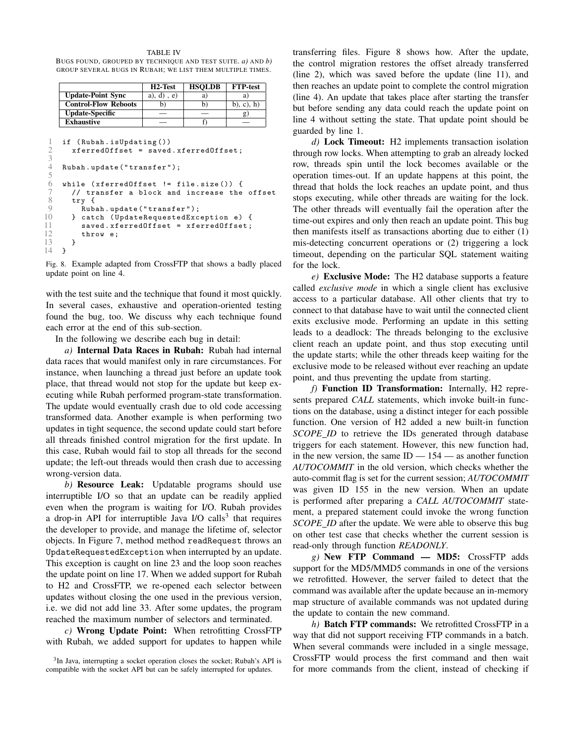TABLE IV
BUGS FOUND, GROUPED BY TECHNIQUE AND TEST SUITE. *a)* AND *b)* GROUP SEVERAL BUGS IN RUBAH; WE LIST THEM MULTIPLE TIMES.

| | H2-Test | HSQLDB | FTP-test |
|---|---|---|---|
| **Update-Point Sync** | a), d) , e) | a) | a) |
| **Control-Flow Reboots** | b) | b) | b), c), h) |
| **Update-Specific** | — | — | g) |
| **Exhaustive** | — | f) | — |

```
1  if (Rubah.isUpdating())
2    xferredOffset = saved.xferredOffset;
3
4  Rubah.update("transfer");
5
6  while (xferredOffset != file.size()) {
7    // transfer a block and increase the offset
8    try {
9      Rubah.update("transfer");
10   } catch (UpdateRequestedException e) {
11     saved.xferredOffset = xferredOffset;
12     throw e;
13   }
14 }
```

Fig. 8. Example adapted from CrossFTP that shows a badly placed update point on line 4.

with the test suite and the technique that found it most quickly. In several cases, exhaustive and operation-oriented testing found the bug, too. We discuss why each technique found each error at the end of this sub-section.

In the following we describe each bug in detail:

*a)* **Internal Data Races in Rubah:** Rubah had internal data races that would manifest only in rare circumstances. For instance, when launching a thread just before an update took place, that thread would not stop for the update but keep executing while Rubah performed program-state transformation. The update would eventually crash due to old code accessing transformed data. Another example is when performing two updates in tight sequence, the second update could start before all threads finished control migration for the first update. In this case, Rubah would fail to stop all threads for the second update; the left-out threads would then crash due to accessing wrong-version data.

*b)* **Resource Leak:** Updatable programs should use interruptible I/O so that an update can be readily applied even when the program is waiting for I/O. Rubah provides a drop-in API for interruptible Java I/O calls[3] that requires the developer to provide, and manage the lifetime of, selector objects. In Figure 7, method method `readRequest` throws an `UpdateRequestedException` when interrupted by an update. This exception is caught on line 23 and the loop soon reaches the update point on line 17. When we added support for Rubah to H2 and CrossFTP, we re-opened each selector between updates without closing the one used in the previous version, i.e. we did not add line 33. After some updates, the program reached the maximum number of selectors and terminated.

*c)* **Wrong Update Point:** When retrofitting CrossFTP with Rubah, we added support for updates to happen while transferring files. Figure 8 shows how. After the update, the control migration restores the offset already transferred (line 2), which was saved before the update (line 11), and then reaches an update point to complete the control migration (line 4). An update that takes place after starting the transfer but before sending any data could reach the update point on line 4 without setting the state. That update point should be guarded by line 1.

*d)* **Lock Timeout:** H2 implements transaction isolation through row locks. When attempting to grab an already locked row, threads spin until the lock becomes available or the operation times-out. If an update happens at this point, the thread that holds the lock reaches an update point, and thus stops executing, while other threads are waiting for the lock. The other threads will eventually fail the operation after the time-out expires and only then reach an update point. This bug then manifests itself as transactions aborting due to either (1) mis-detecting concurrent operations or (2) triggering a lock timeout, depending on the particular SQL statement waiting for the lock.

*e)* **Exclusive Mode:** The H2 database supports a feature called *exclusive mode* in which a single client has exclusive access to a particular database. All other clients that try to connect to that database have to wait until the connected client exits exclusive mode. Performing an update in this setting leads to a deadlock: The threads belonging to the exclusive client reach an update point, and thus stop executing until the update starts; while the other threads keep waiting for the exclusive mode to be released without ever reaching an update point, and thus preventing the update from starting.

*f)* **Function ID Transformation:** Internally, H2 represents prepared *CALL* statements, which invoke built-in functions on the database, using a distinct integer for each possible function. One version of H2 added a new built-in function *SCOPE_ID* to retrieve the IDs generated through database triggers for each statement. However, this new function had, in the new version, the same ID — 154 — as another function *AUTOCOMMIT* in the old version, which checks whether the auto-commit flag is set for the current session; *AUTOCOMMIT* was given ID 155 in the new version. When an update is performed after preparing a *CALL AUTOCOMMIT* statement, a prepared statement could invoke the wrong function *SCOPE_ID* after the update. We were able to observe this bug on other test case that checks whether the current session is read-only through function *READONLY*.

*g)* **New FTP Command — MD5:** CrossFTP adds support for the MD5/MMD5 commands in one of the versions we retrofitted. However, the server failed to detect that the command was available after the update because an in-memory map structure of available commands was not updated during the update to contain the new command.

*h)* **Batch FTP commands:** We retrofitted CrossFTP in a way that did not support receiving FTP commands in a batch. When several commands were included in a single message, CrossFTP would process the first command and then wait for more commands from the client, instead of checking if

[3]In Java, interrupting a socket operation closes the socket; Rubah's API is compatible with the socket API but can be safely interrupted for updates.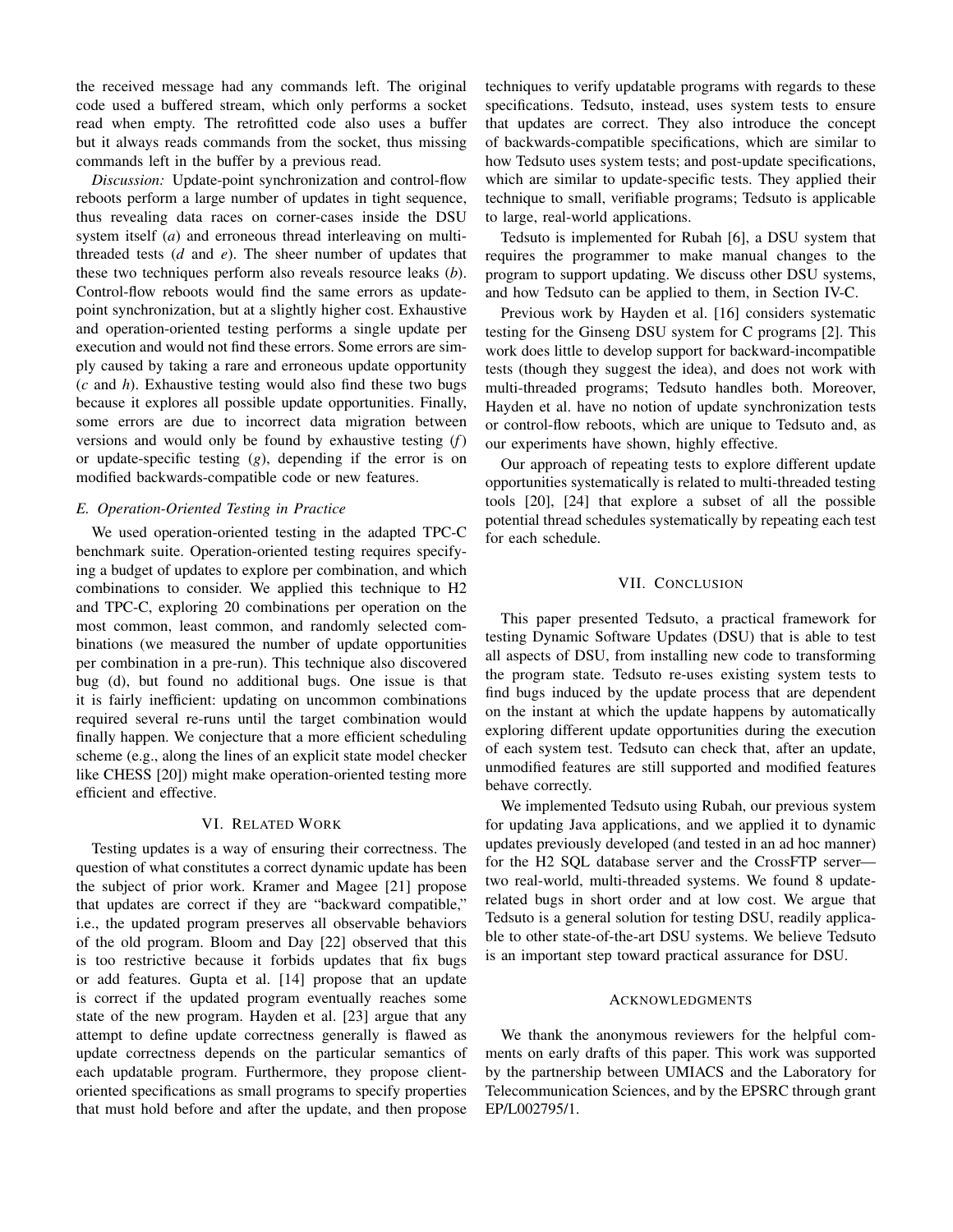the received message had any commands left. The original code used a buffered stream, which only performs a socket read when empty. The retrofitted code also uses a buffer but it always reads commands from the socket, thus missing commands left in the buffer by a previous read.

*Discussion:* Update-point synchronization and control-flow reboots perform a large number of updates in tight sequence, thus revealing data races on corner-cases inside the DSU system itself (*a*) and erroneous thread interleaving on multi-threaded tests (*d* and *e*). The sheer number of updates that these two techniques perform also reveals resource leaks (*b*). Control-flow reboots would find the same errors as update-point synchronization, but at a slightly higher cost. Exhaustive and operation-oriented testing performs a single update per execution and would not find these errors. Some errors are simply caused by taking a rare and erroneous update opportunity (*c* and *h*). Exhaustive testing would also find these two bugs because it explores all possible update opportunities. Finally, some errors are due to incorrect data migration between versions and would only be found by exhaustive testing (*f*) or update-specific testing (*g*), depending if the error is on modified backwards-compatible code or new features.

### *E. Operation-Oriented Testing in Practice*

We used operation-oriented testing in the adapted TPC-C benchmark suite. Operation-oriented testing requires specifying a budget of updates to explore per combination, and which combinations to consider. We applied this technique to H2 and TPC-C, exploring 20 combinations per operation on the most common, least common, and randomly selected combinations (we measured the number of update opportunities per combination in a pre-run). This technique also discovered bug (d), but found no additional bugs. One issue is that it is fairly inefficient: updating on uncommon combinations required several re-runs until the target combination would finally happen. We conjecture that a more efficient scheduling scheme (e.g., along the lines of an explicit state model checker like CHESS [20]) might make operation-oriented testing more efficient and effective.

## VI. Related Work

Testing updates is a way of ensuring their correctness. The question of what constitutes a correct dynamic update has been the subject of prior work. Kramer and Magee [21] propose that updates are correct if they are "backward compatible," i.e., the updated program preserves all observable behaviors of the old program. Bloom and Day [22] observed that this is too restrictive because it forbids updates that fix bugs or add features. Gupta et al. [14] propose that an update is correct if the updated program eventually reaches some state of the new program. Hayden et al. [23] argue that any attempt to define update correctness generally is flawed as update correctness depends on the particular semantics of each updatable program. Furthermore, they propose client-oriented specifications as small programs to specify properties that must hold before and after the update, and then propose techniques to verify updatable programs with regards to these specifications. Tedsuto, instead, uses system tests to ensure that updates are correct. They also introduce the concept of backwards-compatible specifications, which are similar to how Tedsuto uses system tests; and post-update specifications, which are similar to update-specific tests. They applied their technique to small, verifiable programs; Tedsuto is applicable to large, real-world applications.

Tedsuto is implemented for Rubah [6], a DSU system that requires the programmer to make manual changes to the program to support updating. We discuss other DSU systems, and how Tedsuto can be applied to them, in Section IV-C.

Previous work by Hayden et al. [16] considers systematic testing for the Ginseng DSU system for C programs [2]. This work does little to develop support for backward-incompatible tests (though they suggest the idea), and does not work with multi-threaded programs; Tedsuto handles both. Moreover, Hayden et al. have no notion of update synchronization tests or control-flow reboots, which are unique to Tedsuto and, as our experiments have shown, highly effective.

Our approach of repeating tests to explore different update opportunities systematically is related to multi-threaded testing tools [20], [24] that explore a subset of all the possible potential thread schedules systematically by repeating each test for each schedule.

## VII. Conclusion

This paper presented Tedsuto, a practical framework for testing Dynamic Software Updates (DSU) that is able to test all aspects of DSU, from installing new code to transforming the program state. Tedsuto re-uses existing system tests to find bugs induced by the update process that are dependent on the instant at which the update happens by automatically exploring different update opportunities during the execution of each system test. Tedsuto can check that, after an update, unmodified features are still supported and modified features behave correctly.

We implemented Tedsuto using Rubah, our previous system for updating Java applications, and we applied it to dynamic updates previously developed (and tested in an ad hoc manner) for the H2 SQL database server and the CrossFTP server—two real-world, multi-threaded systems. We found 8 update-related bugs in short order and at low cost. We argue that Tedsuto is a general solution for testing DSU, readily applicable to other state-of-the-art DSU systems. We believe Tedsuto is an important step toward practical assurance for DSU.

## Acknowledgments

We thank the anonymous reviewers for the helpful comments on early drafts of this paper. This work was supported by the partnership between UMIACS and the Laboratory for Telecommunication Sciences, and by the EPSRC through grant EP/L002795/1.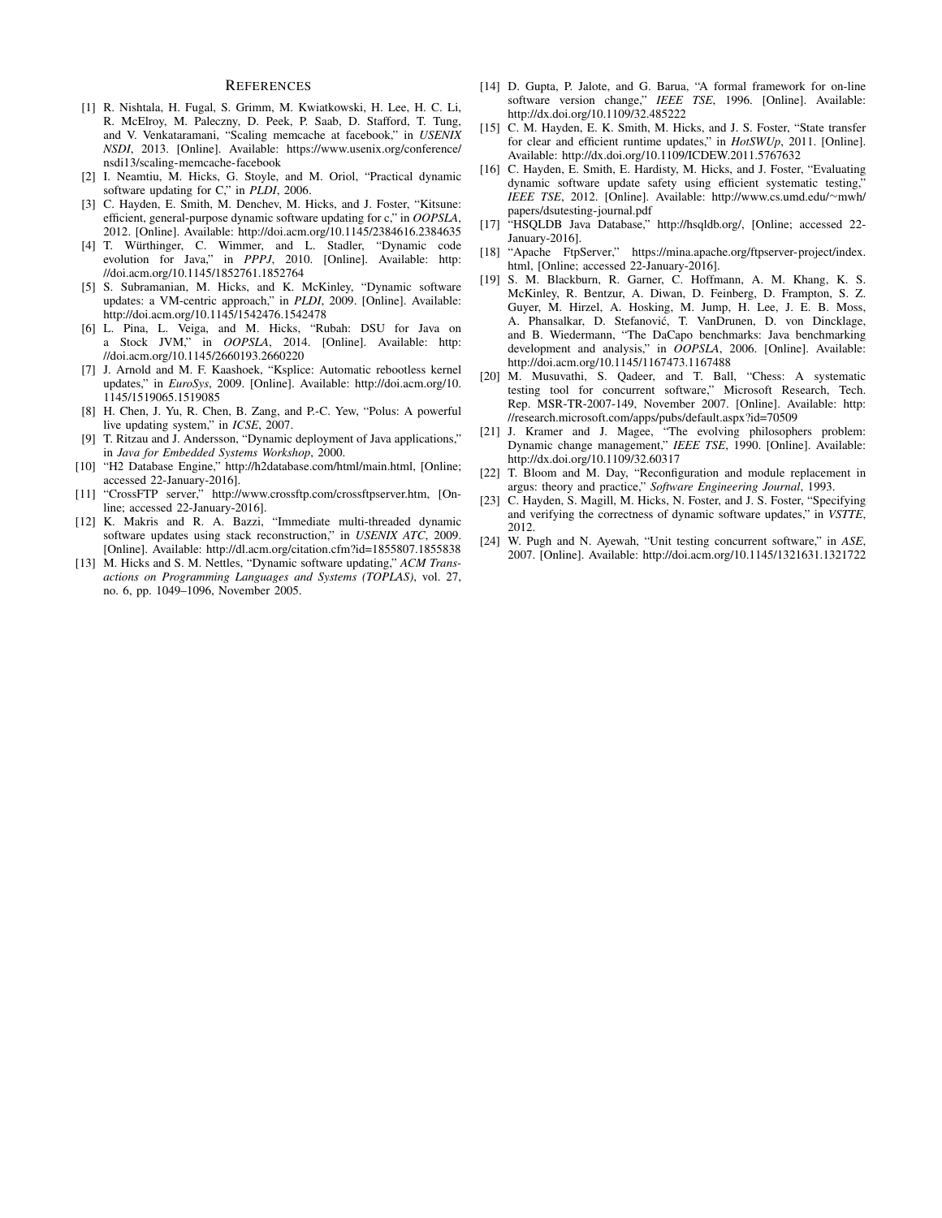## References

[1] R. Nishtala, H. Fugal, S. Grimm, M. Kwiatkowski, H. Lee, H. C. Li, R. McElroy, M. Paleczny, D. Peek, P. Saab, D. Stafford, T. Tung, and V. Venkataramani, "Scaling memcache at facebook," in *USENIX NSDI*, 2013. [Online]. Available: https://www.usenix.org/conference/nsdi13/scaling-memcache-facebook

[2] I. Neamtiu, M. Hicks, G. Stoyle, and M. Oriol, "Practical dynamic software updating for C," in *PLDI*, 2006.

[3] C. Hayden, E. Smith, M. Denchev, M. Hicks, and J. Foster, "Kitsune: efficient, general-purpose dynamic software updating for c," in *OOPSLA*, 2012. [Online]. Available: http://doi.acm.org/10.1145/2384616.2384635

[4] T. Würthinger, C. Wimmer, and L. Stadler, "Dynamic code evolution for Java," in *PPPJ*, 2010. [Online]. Available: http://doi.acm.org/10.1145/1852761.1852764

[5] S. Subramanian, M. Hicks, and K. McKinley, "Dynamic software updates: a VM-centric approach," in *PLDI*, 2009. [Online]. Available: http://doi.acm.org/10.1145/1542476.1542478

[6] L. Pina, L. Veiga, and M. Hicks, "Rubah: DSU for Java on a Stock JVM," in *OOPSLA*, 2014. [Online]. Available: http://doi.acm.org/10.1145/2660193.2660220

[7] J. Arnold and M. F. Kaashoek, "Ksplice: Automatic rebootless kernel updates," in *EuroSys*, 2009. [Online]. Available: http://doi.acm.org/10.1145/1519065.1519085

[8] H. Chen, J. Yu, R. Chen, B. Zang, and P.-C. Yew, "Polus: A powerful live updating system," in *ICSE*, 2007.

[9] T. Ritzau and J. Andersson, "Dynamic deployment of Java applications," in *Java for Embedded Systems Workshop*, 2000.

[10] "H2 Database Engine," http://h2database.com/html/main.html, [Online; accessed 22-January-2016].

[11] "CrossFTP server," http://www.crossftp.com/crossftpserver.htm, [Online; accessed 22-January-2016].

[12] K. Makris and R. A. Bazzi, "Immediate multi-threaded dynamic software updates using stack reconstruction," in *USENIX ATC*, 2009. [Online]. Available: http://dl.acm.org/citation.cfm?id=1855807.1855838

[13] M. Hicks and S. M. Nettles, "Dynamic software updating," *ACM Transactions on Programming Languages and Systems (TOPLAS)*, vol. 27, no. 6, pp. 1049–1096, November 2005.

[14] D. Gupta, P. Jalote, and G. Barua, "A formal framework for on-line software version change," *IEEE TSE*, 1996. [Online]. Available: http://dx.doi.org/10.1109/32.485222

[15] C. M. Hayden, E. K. Smith, M. Hicks, and J. S. Foster, "State transfer for clear and efficient runtime updates," in *HotSWUp*, 2011. [Online]. Available: http://dx.doi.org/10.1109/ICDEW.2011.5767632

[16] C. Hayden, E. Smith, E. Hardisty, M. Hicks, and J. Foster, "Evaluating dynamic software update safety using efficient systematic testing," *IEEE TSE*, 2012. [Online]. Available: http://www.cs.umd.edu/~mwh/papers/dsutesting-journal.pdf

[17] "HSQLDB Java Database," http://hsqldb.org/, [Online; accessed 22-January-2016].

[18] "Apache FtpServer," https://mina.apache.org/ftpserver-project/index.html, [Online; accessed 22-January-2016].

[19] S. M. Blackburn, R. Garner, C. Hoffmann, A. M. Khang, K. S. McKinley, R. Bentzur, A. Diwan, D. Feinberg, D. Frampton, S. Z. Guyer, M. Hirzel, A. Hosking, M. Jump, H. Lee, J. E. B. Moss, A. Phansalkar, D. Stefanović, T. VanDrunen, D. von Dincklage, and B. Wiedermann, "The DaCapo benchmarks: Java benchmarking development and analysis," in *OOPSLA*, 2006. [Online]. Available: http://doi.acm.org/10.1145/1167473.1167488

[20] M. Musuvathi, S. Qadeer, and T. Ball, "Chess: A systematic testing tool for concurrent software," Microsoft Research, Tech. Rep. MSR-TR-2007-149, November 2007. [Online]. Available: http://research.microsoft.com/apps/pubs/default.aspx?id=70509

[21] J. Kramer and J. Magee, "The evolving philosophers problem: Dynamic change management," *IEEE TSE*, 1990. [Online]. Available: http://dx.doi.org/10.1109/32.60317

[22] T. Bloom and M. Day, "Reconfiguration and module replacement in argus: theory and practice," *Software Engineering Journal*, 1993.

[23] C. Hayden, S. Magill, M. Hicks, N. Foster, and J. S. Foster, "Specifying and verifying the correctness of dynamic software updates," in *VSTTE*, 2012.

[24] W. Pugh and N. Ayewah, "Unit testing concurrent software," in *ASE*, 2007. [Online]. Available: http://doi.acm.org/10.1145/1321631.1321722